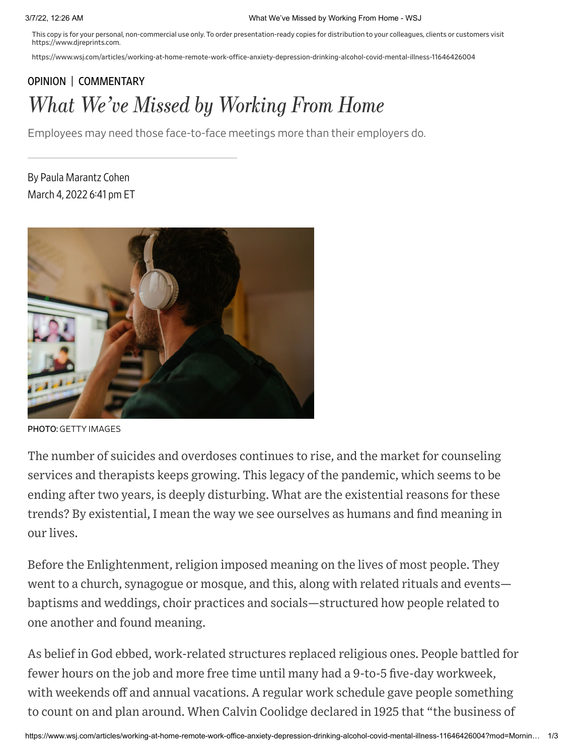This copy is for your personal, non-commercial use only. To order presentation-ready copies for distribution to your colleagues, clients or customers visit https://www.djreprints.com.

https://www.wsj.com/articles/working-at-home-remote-work-office-anxiety-depression-drinking-alcohol-covid-mental-illness-11646426004

OPINION | COMMENTARY

# *What We've Missed by Working From Home*

Employees may need those face-to-face meetings more than their employers do.

By Paula Marantz Cohen
March 4, 2022 6:41 pm ET

PHOTO: GETTY IMAGES

The number of suicides and overdoses continues to rise, and the market for counseling services and therapists keeps growing. This legacy of the pandemic, which seems to be ending after two years, is deeply disturbing. What are the existential reasons for these trends? By existential, I mean the way we see ourselves as humans and find meaning in our lives.

Before the Enlightenment, religion imposed meaning on the lives of most people. They went to a church, synagogue or mosque, and this, along with related rituals and events—baptisms and weddings, choir practices and socials—structured how people related to one another and found meaning.

As belief in God ebbed, work-related structures replaced religious ones. People battled for fewer hours on the job and more free time until many had a 9-to-5 five-day workweek, with weekends off and annual vacations. A regular work schedule gave people something to count on and plan around. When Calvin Coolidge declared in 1925 that "the business of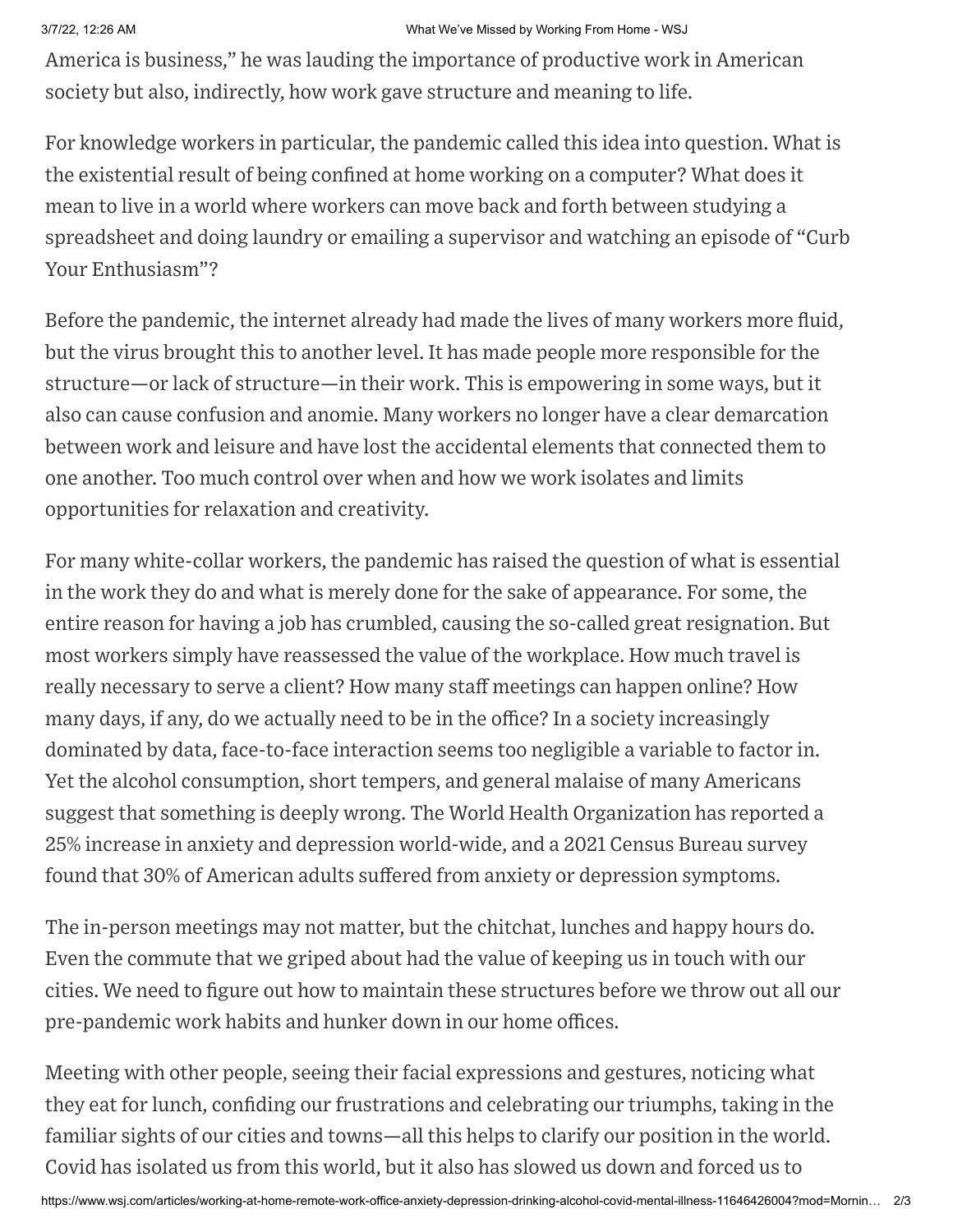America is business," he was lauding the importance of productive work in American society but also, indirectly, how work gave structure and meaning to life.

For knowledge workers in particular, the pandemic called this idea into question. What is the existential result of being confined at home working on a computer? What does it mean to live in a world where workers can move back and forth between studying a spreadsheet and doing laundry or emailing a supervisor and watching an episode of "Curb Your Enthusiasm"?

Before the pandemic, the internet already had made the lives of many workers more fluid, but the virus brought this to another level. It has made people more responsible for the structure—or lack of structure—in their work. This is empowering in some ways, but it also can cause confusion and anomie. Many workers no longer have a clear demarcation between work and leisure and have lost the accidental elements that connected them to one another. Too much control over when and how we work isolates and limits opportunities for relaxation and creativity.

For many white-collar workers, the pandemic has raised the question of what is essential in the work they do and what is merely done for the sake of appearance. For some, the entire reason for having a job has crumbled, causing the so-called great resignation. But most workers simply have reassessed the value of the workplace. How much travel is really necessary to serve a client? How many staff meetings can happen online? How many days, if any, do we actually need to be in the office? In a society increasingly dominated by data, face-to-face interaction seems too negligible a variable to factor in. Yet the alcohol consumption, short tempers, and general malaise of many Americans suggest that something is deeply wrong. The World Health Organization has reported a 25% increase in anxiety and depression world-wide, and a 2021 Census Bureau survey found that 30% of American adults suffered from anxiety or depression symptoms.

The in-person meetings may not matter, but the chitchat, lunches and happy hours do. Even the commute that we griped about had the value of keeping us in touch with our cities. We need to figure out how to maintain these structures before we throw out all our pre-pandemic work habits and hunker down in our home offices.

Meeting with other people, seeing their facial expressions and gestures, noticing what they eat for lunch, confiding our frustrations and celebrating our triumphs, taking in the familiar sights of our cities and towns—all this helps to clarify our position in the world. Covid has isolated us from this world, but it also has slowed us down and forced us to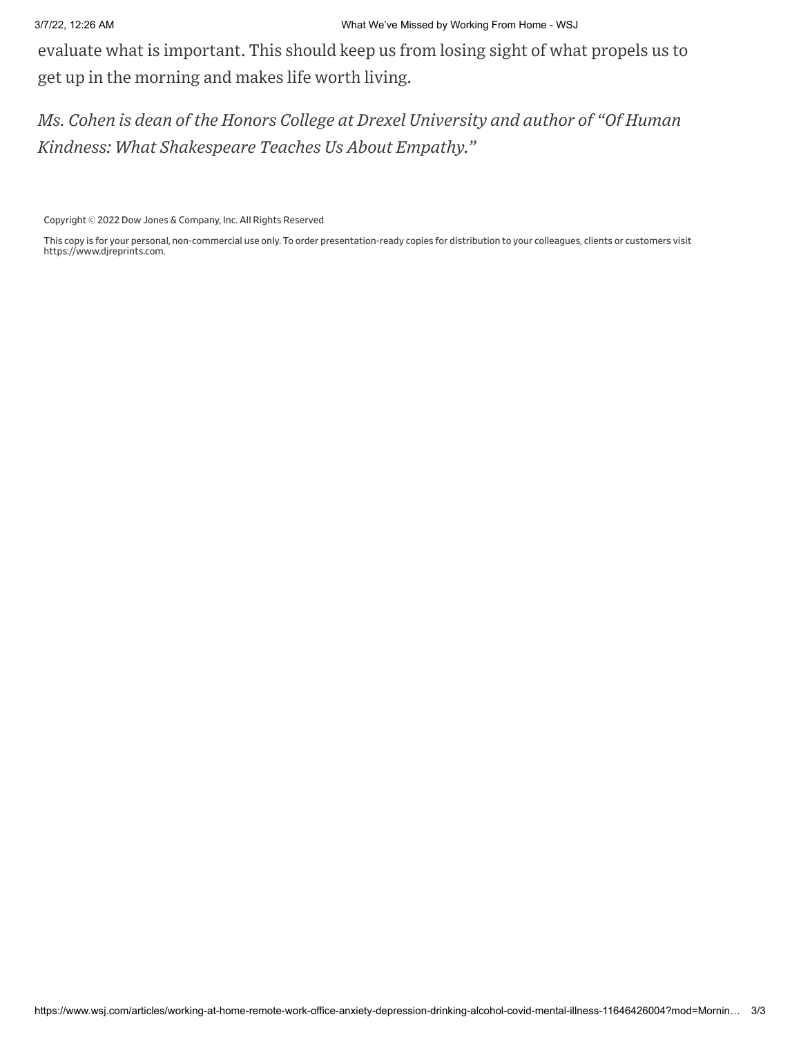evaluate what is important. This should keep us from losing sight of what propels us to get up in the morning and makes life worth living.

*Ms. Cohen is dean of the Honors College at Drexel University and author of "Of Human Kindness: What Shakespeare Teaches Us About Empathy."*

Copyright © 2022 Dow Jones & Company, Inc. All Rights Reserved

This copy is for your personal, non-commercial use only. To order presentation-ready copies for distribution to your colleagues, clients or customers visit https://www.djreprints.com.